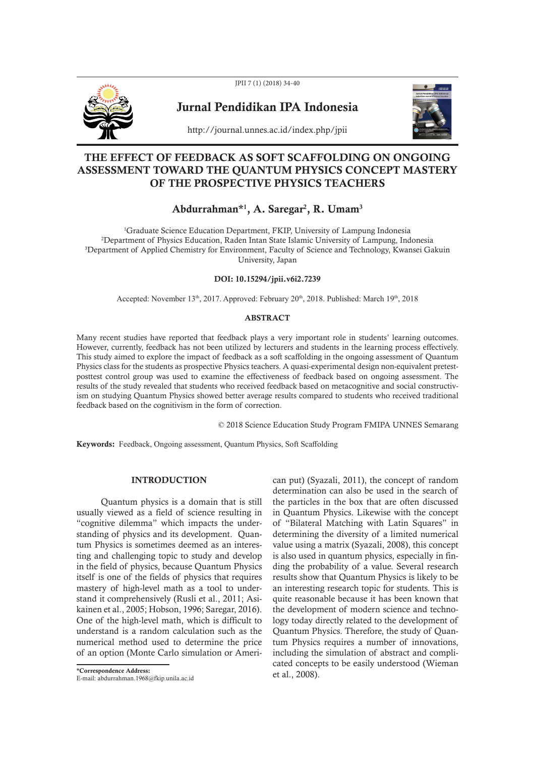# THE EFFECT OF FEEDBACK AS SOFT SCAFFOLDING ON ONGOING ASSESSMENT TOWARD THE QUANTUM PHYSICS CONCEPT MASTERY OF THE PROSPECTIVE PHYSICS TEACHERS

**Abdurrahman*[1], A. Saregar[2], R. Umam[3]**

[1]Graduate Science Education Department, FKIP, University of Lampung Indonesia
[2]Department of Physics Education, Raden Intan State Islamic University of Lampung, Indonesia
[3]Department of Applied Chemistry for Environment, Faculty of Science and Technology, Kwansei Gakuin University, Japan

**DOI: 10.15294/jpii.v6i2.7239**

Accepted: November 13th, 2017. Approved: February 20th, 2018. Published: March 19th, 2018

## ABSTRACT

Many recent studies have reported that feedback plays a very important role in students' learning outcomes. However, currently, feedback has not been utilized by lecturers and students in the learning process effectively. This study aimed to explore the impact of feedback as a soft scaffolding in the ongoing assessment of Quantum Physics class for the students as prospective Physics teachers. A quasi-experimental design non-equivalent pretest-posttest control group was used to examine the effectiveness of feedback based on ongoing assessment. The results of the study revealed that students who received feedback based on metacognitive and social constructivism on studying Quantum Physics showed better average results compared to students who received traditional feedback based on the cognitivism in the form of correction.

© 2018 Science Education Study Program FMIPA UNNES Semarang

**Keywords:** Feedback, Ongoing assessment, Quantum Physics, Soft Scaffolding

## INTRODUCTION

Quantum physics is a domain that is still usually viewed as a field of science resulting in "cognitive dilemma" which impacts the understanding of physics and its development. Quantum Physics is sometimes deemed as an interesting and challenging topic to study and develop in the field of physics, because Quantum Physics itself is one of the fields of physics that requires mastery of high-level math as a tool to understand it comprehensively (Rusli et al., 2011; Asikainen et al., 2005; Hobson, 1996; Saregar, 2016). One of the high-level math, which is difficult to understand is a random calculation such as the numerical method used to determine the price of an option (Monte Carlo simulation or American put) (Syazali, 2011), the concept of random determination can also be used in the search of the particles in the box that are often discussed in Quantum Physics. Likewise with the concept of "Bilateral Matching with Latin Squares" in determining the diversity of a limited numerical value using a matrix (Syazali, 2008), this concept is also used in quantum physics, especially in finding the probability of a value. Several research results show that Quantum Physics is likely to be an interesting research topic for students. This is quite reasonable because it has been known that the development of modern science and technology today directly related to the development of Quantum Physics. Therefore, the study of Quantum Physics requires a number of innovations, including the simulation of abstract and complicated concepts to be easily understood (Wieman et al., 2008).

*Correspondence Address:
E-mail: abdurrahman.1968@fkip.unila.ac.id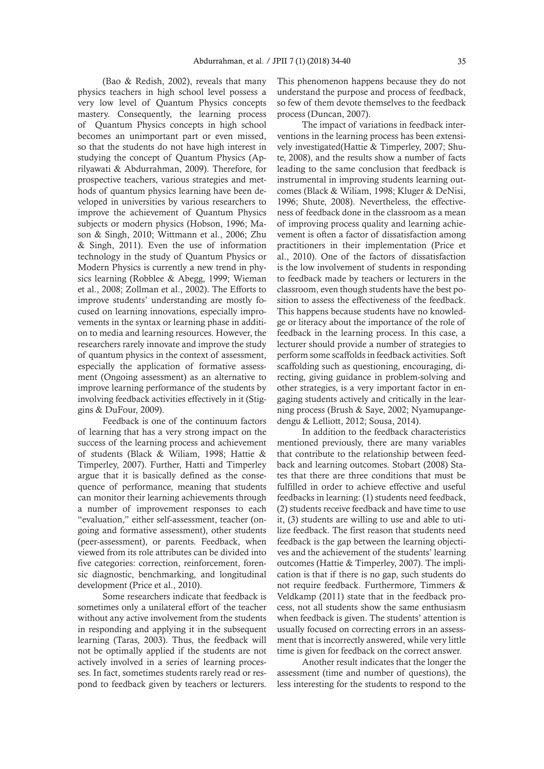(Bao & Redish, 2002), reveals that many physics teachers in high school level possess a very low level of Quantum Physics concepts mastery. Consequently, the learning process of Quantum Physics concepts in high school becomes an unimportant part or even missed, so that the students do not have high interest in studying the concept of Quantum Physics (Aprilyawati & Abdurrahman, 2009). Therefore, for prospective teachers, various strategies and methods of quantum physics learning have been developed in universities by various researchers to improve the achievement of Quantum Physics subjects or modern physics (Hobson, 1996; Mason & Singh, 2010; Wittmann et al., 2006; Zhu & Singh, 2011). Even the use of information technology in the study of Quantum Physics or Modern Physics is currently a new trend in physics learning (Robblee & Abegg, 1999; Wieman et al., 2008; Zollman et al., 2002). The Efforts to improve students' understanding are mostly focused on learning innovations, especially improvements in the syntax or learning phase in addition to media and learning resources. However, the researchers rarely innovate and improve the study of quantum physics in the context of assessment, especially the application of formative assessment (Ongoing assessment) as an alternative to improve learning performance of the students by involving feedback activities effectively in it (Stiggins & DuFour, 2009).

Feedback is one of the continuum factors of learning that has a very strong impact on the success of the learning process and achievement of students (Black & Wiliam, 1998; Hattie & Timperley, 2007). Further, Hatti and Timperley argue that it is basically defined as the consequence of performance, meaning that students can monitor their learning achievements through a number of improvement responses to each "evaluation," either self-assessment, teacher (ongoing and formative assessment), other students (peer-assessment), or parents. Feedback, when viewed from its role attributes can be divided into five categories: correction, reinforcement, forensic diagnostic, benchmarking, and longitudinal development (Price et al., 2010).

Some researchers indicate that feedback is sometimes only a unilateral effort of the teacher without any active involvement from the students in responding and applying it in the subsequent learning (Taras, 2003). Thus, the feedback will not be optimally applied if the students are not actively involved in a series of learning processes. In fact, sometimes students rarely read or respond to feedback given by teachers or lecturers. This phenomenon happens because they do not understand the purpose and process of feedback, so few of them devote themselves to the feedback process (Duncan, 2007).

The impact of variations in feedback interventions in the learning process has been extensively investigated(Hattie & Timperley, 2007; Shute, 2008), and the results show a number of facts leading to the same conclusion that feedback is instrumental in improving students learning outcomes (Black & Wiliam, 1998; Kluger & DeNisi, 1996; Shute, 2008). Nevertheless, the effectiveness of feedback done in the classroom as a mean of improving process quality and learning achievement is often a factor of dissatisfaction among practitioners in their implementation (Price et al., 2010). One of the factors of dissatisfaction is the low involvement of students in responding to feedback made by teachers or lecturers in the classroom, even though students have the best position to assess the effectiveness of the feedback. This happens because students have no knowledge or literacy about the importance of the role of feedback in the learning process. In this case, a lecturer should provide a number of strategies to perform some scaffolds in feedback activities. Soft scaffolding such as questioning, encouraging, directing, giving guidance in problem-solving and other strategies, is a very important factor in engaging students actively and critically in the learning process (Brush & Saye, 2002; Nyamupangedengu & Lelliott, 2012; Sousa, 2014).

In addition to the feedback characteristics mentioned previously, there are many variables that contribute to the relationship between feedback and learning outcomes. Stobart (2008) States that there are three conditions that must be fulfilled in order to achieve effective and useful feedbacks in learning: (1) students need feedback, (2) students receive feedback and have time to use it, (3) students are willing to use and able to utilize feedback. The first reason that students need feedback is the gap between the learning objectives and the achievement of the students' learning outcomes (Hattie & Timperley, 2007). The implication is that if there is no gap, such students do not require feedback. Furthermore, Timmers & Veldkamp (2011) state that in the feedback process, not all students show the same enthusiasm when feedback is given. The students' attention is usually focused on correcting errors in an assessment that is incorrectly answered, while very little time is given for feedback on the correct answer.

Another result indicates that the longer the assessment (time and number of questions), the less interesting for the students to respond to the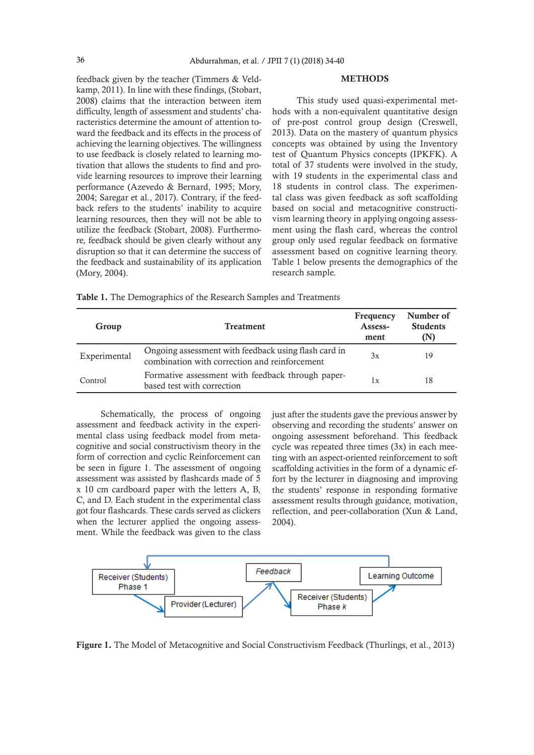feedback given by the teacher (Timmers & Veldkamp, 2011). In line with these findings, (Stobart, 2008) claims that the interaction between item difficulty, length of assessment and students' characteristics determine the amount of attention toward the feedback and its effects in the process of achieving the learning objectives. The willingness to use feedback is closely related to learning motivation that allows the students to find and provide learning resources to improve their learning performance (Azevedo & Bernard, 1995; Mory, 2004; Saregar et al., 2017). Contrary, if the feedback refers to the students' inability to acquire learning resources, then they will not be able to utilize the feedback (Stobart, 2008). Furthermore, feedback should be given clearly without any disruption so that it can determine the success of the feedback and sustainability of its application (Mory, 2004).

## METHODS

This study used quasi-experimental methods with a non-equivalent quantitative design of pre-post control group design (Creswell, 2013). Data on the mastery of quantum physics concepts was obtained by using the Inventory test of Quantum Physics concepts (IPKFK). A total of 37 students were involved in the study, with 19 students in the experimental class and 18 students in control class. The experimental class was given feedback as soft scaffolding based on social and metacognitive constructivism learning theory in applying ongoing assessment using the flash card, whereas the control group only used regular feedback on formative assessment based on cognitive learning theory. Table 1 below presents the demographics of the research sample.

**Table 1.** The Demographics of the Research Samples and Treatments

| Group | Treatment | Frequency Assessment | Number of Students (N) |
|---|---|---|---|
| Experimental | Ongoing assessment with feedback using flash card in combination with correction and reinforcement | 3x | 19 |
| Control | Formative assessment with feedback through paper-based test with correction | 1x | 18 |

Schematically, the process of ongoing assessment and feedback activity in the experimental class using feedback model from metacognitive and social constructivism theory in the form of correction and cyclic Reinforcement can be seen in figure 1. The assessment of ongoing assessment was assisted by flashcards made of 5 x 10 cm cardboard paper with the letters A, B, C, and D. Each student in the experimental class got four flashcards. These cards served as clickers when the lecturer applied the ongoing assessment. While the feedback was given to the class just after the students gave the previous answer by observing and recording the students' answer on ongoing assessment beforehand. This feedback cycle was repeated three times (3x) in each meeting with an aspect-oriented reinforcement to soft scaffolding activities in the form of a dynamic effort by the lecturer in diagnosing and improving the students' response in responding formative assessment results through guidance, motivation, reflection, and peer-collaboration (Xun & Land, 2004).

Receiver (Students) Phase 1 → Provider (Lecturer) → *Feedback* → Receiver (Students) Phase *k* → Learning Outcome

**Figure 1.** The Model of Metacognitive and Social Constructivism Feedback (Thurlings, et al., 2013)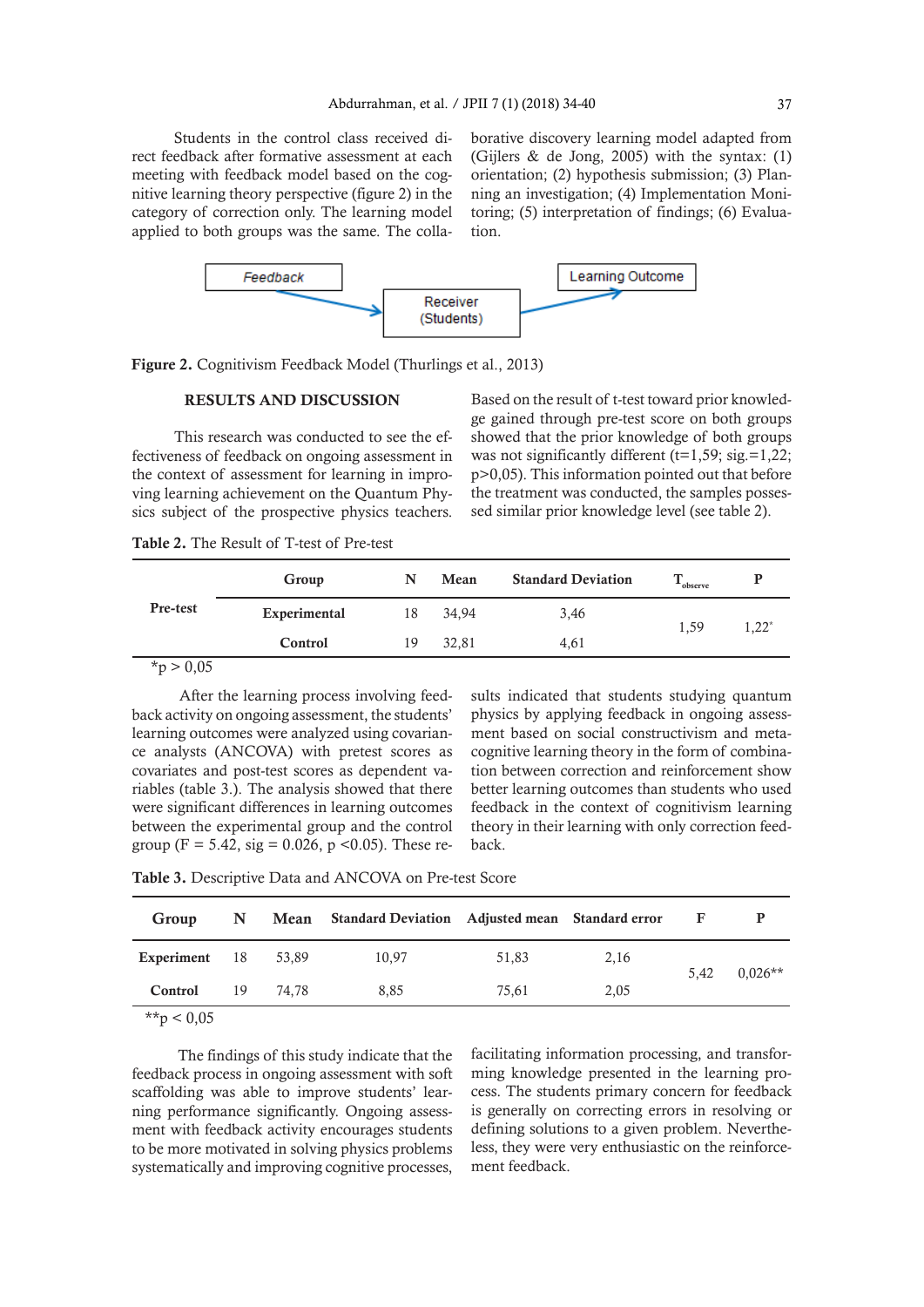Students in the control class received direct feedback after formative assessment at each meeting with feedback model based on the cognitive learning theory perspective (figure 2) in the category of correction only. The learning model applied to both groups was the same. The collaborative discovery learning model adapted from (Gijlers & de Jong, 2005) with the syntax: (1) orientation; (2) hypothesis submission; (3) Planning an investigation; (4) Implementation Monitoring; (5) interpretation of findings; (6) Evaluation.

Feedback → Receiver (Students) → Learning Outcome

**Figure 2.** Cognitivism Feedback Model (Thurlings et al., 2013)

## RESULTS AND DISCUSSION

This research was conducted to see the effectiveness of feedback on ongoing assessment in the context of assessment for learning in improving learning achievement on the Quantum Physics subject of the prospective physics teachers. Based on the result of t-test toward prior knowledge gained through pre-test score on both groups showed that the prior knowledge of both groups was not significantly different (t=1,59; sig.=1,22; p>0,05). This information pointed out that before the treatment was conducted, the samples possessed similar prior knowledge level (see table 2).

**Table 2.** The Result of T-test of Pre-test

| | Group | N | Mean | Standard Deviation | $T_{observe}$ | P |
|---|---|---|---|---|---|---|
| Pre-test | Experimental | 18 | 34,94 | 3,46 | 1,59 | 1,22* |
| | Control | 19 | 32,81 | 4,61 | | |

*p > 0,05

After the learning process involving feedback activity on ongoing assessment, the students' learning outcomes were analyzed using covariance analysts (ANCOVA) with pretest scores as covariates and post-test scores as dependent variables (table 3.). The analysis showed that there were significant differences in learning outcomes between the experimental group and the control group (F = 5.42, sig = 0.026, p <0.05). These results indicated that students studying quantum physics by applying feedback in ongoing assessment based on social constructivism and metacognitive learning theory in the form of combination between correction and reinforcement show better learning outcomes than students who used feedback in the context of cognitivism learning theory in their learning with only correction feedback.

**Table 3.** Descriptive Data and ANCOVA on Pre-test Score

| Group | N | Mean | Standard Deviation | Adjusted mean | Standard error | F | P |
|---|---|---|---|---|---|---|---|
| Experiment | 18 | 53,89 | 10,97 | 51,83 | 2,16 | 5,42 | 0,026** |
| Control | 19 | 74,78 | 8,85 | 75,61 | 2,05 | | |

**p < 0,05

The findings of this study indicate that the feedback process in ongoing assessment with soft scaffolding was able to improve students' learning performance significantly. Ongoing assessment with feedback activity encourages students to be more motivated in solving physics problems systematically and improving cognitive processes, facilitating information processing, and transforming knowledge presented in the learning process. The students primary concern for feedback is generally on correcting errors in resolving or defining solutions to a given problem. Nevertheless, they were very enthusiastic on the reinforcement feedback.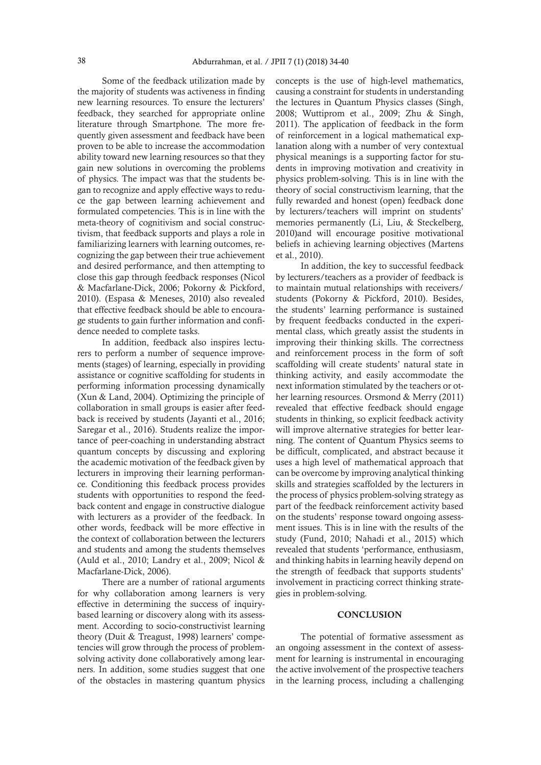Some of the feedback utilization made by the majority of students was activeness in finding new learning resources. To ensure the lecturers' feedback, they searched for appropriate online literature through Smartphone. The more frequently given assessment and feedback have been proven to be able to increase the accommodation ability toward new learning resources so that they gain new solutions in overcoming the problems of physics. The impact was that the students began to recognize and apply effective ways to reduce the gap between learning achievement and formulated competencies. This is in line with the meta-theory of cognitivism and social constructivism, that feedback supports and plays a role in familiarizing learners with learning outcomes, recognizing the gap between their true achievement and desired performance, and then attempting to close this gap through feedback responses (Nicol & Macfarlane-Dick, 2006; Pokorny & Pickford, 2010). (Espasa & Meneses, 2010) also revealed that effective feedback should be able to encourage students to gain further information and confidence needed to complete tasks.

In addition, feedback also inspires lecturers to perform a number of sequence improvements (stages) of learning, especially in providing assistance or cognitive scaffolding for students in performing information processing dynamically (Xun & Land, 2004). Optimizing the principle of collaboration in small groups is easier after feedback is received by students (Jayanti et al., 2016; Saregar et al., 2016). Students realize the importance of peer-coaching in understanding abstract quantum concepts by discussing and exploring the academic motivation of the feedback given by lecturers in improving their learning performance. Conditioning this feedback process provides students with opportunities to respond the feedback content and engage in constructive dialogue with lecturers as a provider of the feedback. In other words, feedback will be more effective in the context of collaboration between the lecturers and students and among the students themselves (Auld et al., 2010; Landry et al., 2009; Nicol & Macfarlane-Dick, 2006).

There are a number of rational arguments for why collaboration among learners is very effective in determining the success of inquiry-based learning or discovery along with its assessment. According to socio-constructivist learning theory (Duit & Treagust, 1998) learners' competencies will grow through the process of problem-solving activity done collaboratively among learners. In addition, some studies suggest that one of the obstacles in mastering quantum physics concepts is the use of high-level mathematics, causing a constraint for students in understanding the lectures in Quantum Physics classes (Singh, 2008; Wuttiprom et al., 2009; Zhu & Singh, 2011). The application of feedback in the form of reinforcement in a logical mathematical explanation along with a number of very contextual physical meanings is a supporting factor for students in improving motivation and creativity in physics problem-solving. This is in line with the theory of social constructivism learning, that the fully rewarded and honest (open) feedback done by lecturers/teachers will imprint on students' memories permanently (Li, Liu, & Steckelberg, 2010)and will encourage positive motivational beliefs in achieving learning objectives (Martens et al., 2010).

In addition, the key to successful feedback by lecturers/teachers as a provider of feedback is to maintain mutual relationships with receivers/students (Pokorny & Pickford, 2010). Besides, the students' learning performance is sustained by frequent feedbacks conducted in the experimental class, which greatly assist the students in improving their thinking skills. The correctness and reinforcement process in the form of soft scaffolding will create students' natural state in thinking activity, and easily accommodate the next information stimulated by the teachers or other learning resources. Orsmond & Merry (2011) revealed that effective feedback should engage students in thinking, so explicit feedback activity will improve alternative strategies for better learning. The content of Quantum Physics seems to be difficult, complicated, and abstract because it uses a high level of mathematical approach that can be overcome by improving analytical thinking skills and strategies scaffolded by the lecturers in the process of physics problem-solving strategy as part of the feedback reinforcement activity based on the students' response toward ongoing assessment issues. This is in line with the results of the study (Fund, 2010; Nahadi et al., 2015) which revealed that students 'performance, enthusiasm, and thinking habits in learning heavily depend on the strength of feedback that supports students' involvement in practicing correct thinking strategies in problem-solving.

## CONCLUSION

The potential of formative assessment as an ongoing assessment in the context of assessment for learning is instrumental in encouraging the active involvement of the prospective teachers in the learning process, including a challenging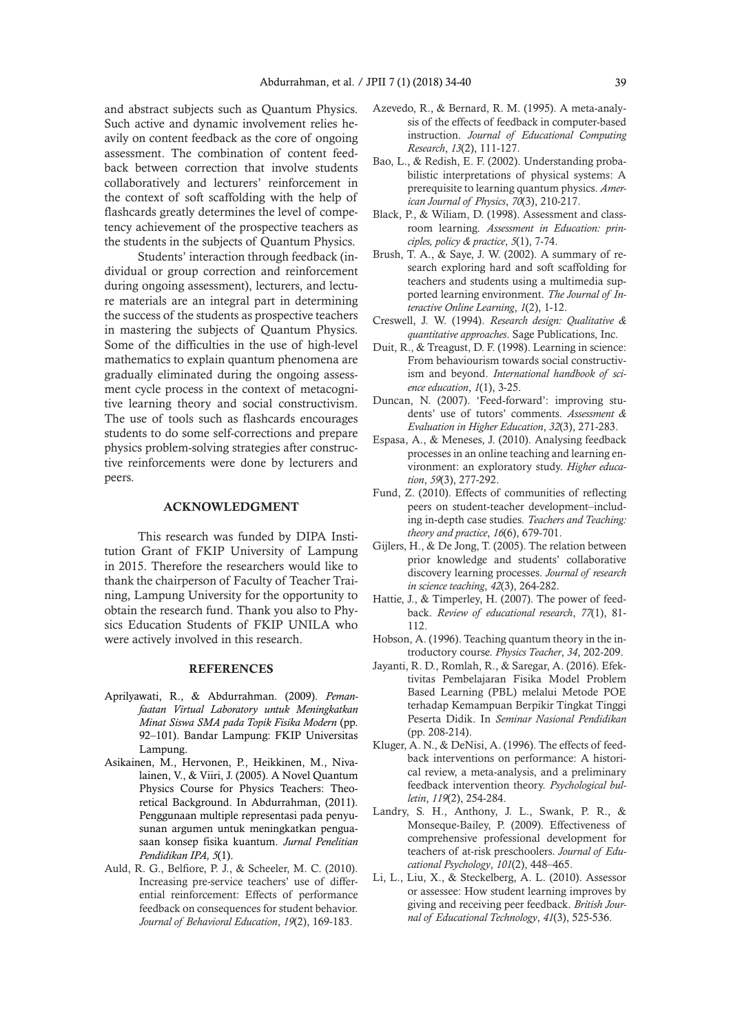and abstract subjects such as Quantum Physics. Such active and dynamic involvement relies heavily on content feedback as the core of ongoing assessment. The combination of content feedback between correction that involve students collaboratively and lecturers' reinforcement in the context of soft scaffolding with the help of flashcards greatly determines the level of competency achievement of the prospective teachers as the students in the subjects of Quantum Physics.

Students' interaction through feedback (individual or group correction and reinforcement during ongoing assessment), lecturers, and lecture materials are an integral part in determining the success of the students as prospective teachers in mastering the subjects of Quantum Physics. Some of the difficulties in the use of high-level mathematics to explain quantum phenomena are gradually eliminated during the ongoing assessment cycle process in the context of metacognitive learning theory and social constructivism. The use of tools such as flashcards encourages students to do some self-corrections and prepare physics problem-solving strategies after constructive reinforcements were done by lecturers and peers.

## ACKNOWLEDGMENT

This research was funded by DIPA Institution Grant of FKIP University of Lampung in 2015. Therefore the researchers would like to thank the chairperson of Faculty of Teacher Training, Lampung University for the opportunity to obtain the research fund. Thank you also to Physics Education Students of FKIP UNILA who were actively involved in this research.

## REFERENCES

Aprilyawati, R., & Abdurrahman. (2009). *Pemanfaatan Virtual Laboratory untuk Meningkatkan Minat Siswa SMA pada Topik Fisika Modern* (pp. 92–101). Bandar Lampung: FKIP Universitas Lampung.

Asikainen, M., Hervonen, P., Heikkinen, M., Nivalainen, V., & Viiri, J. (2005). A Novel Quantum Physics Course for Physics Teachers: Theoretical Background. In Abdurrahman, (2011). Penggunaan multiple representasi pada penyusunan argumen untuk meningkatkan penguasaan konsep fisika kuantum. *Jurnal Penelitian Pendidikan IPA, 5*(1).

Auld, R. G., Belfiore, P. J., & Scheeler, M. C. (2010). Increasing pre-service teachers' use of differential reinforcement: Effects of performance feedback on consequences for student behavior. *Journal of Behavioral Education*, *19*(2), 169-183.

Azevedo, R., & Bernard, R. M. (1995). A meta-analysis of the effects of feedback in computer-based instruction. *Journal of Educational Computing Research*, *13*(2), 111-127.

Bao, L., & Redish, E. F. (2002). Understanding probabilistic interpretations of physical systems: A prerequisite to learning quantum physics. *American Journal of Physics*, *70*(3), 210-217.

Black, P., & Wiliam, D. (1998). Assessment and classroom learning. *Assessment in Education: principles, policy & practice*, *5*(1), 7-74.

Brush, T. A., & Saye, J. W. (2002). A summary of research exploring hard and soft scaffolding for teachers and students using a multimedia supported learning environment. *The Journal of Interactive Online Learning*, *1*(2), 1-12.

Creswell, J. W. (1994). *Research design: Qualitative & quantitative approaches*. Sage Publications, Inc.

Duit, R., & Treagust, D. F. (1998). Learning in science: From behaviourism towards social constructivism and beyond. *International handbook of science education*, *1*(1), 3-25.

Duncan, N. (2007). 'Feed-forward': improving students' use of tutors' comments. *Assessment & Evaluation in Higher Education*, *32*(3), 271-283.

Espasa, A., & Meneses, J. (2010). Analysing feedback processes in an online teaching and learning environment: an exploratory study. *Higher education*, *59*(3), 277-292.

Fund, Z. (2010). Effects of communities of reflecting peers on student-teacher development–including in-depth case studies. *Teachers and Teaching: theory and practice*, *16*(6), 679-701.

Gijlers, H., & De Jong, T. (2005). The relation between prior knowledge and students' collaborative discovery learning processes. *Journal of research in science teaching*, *42*(3), 264-282.

Hattie, J., & Timperley, H. (2007). The power of feedback. *Review of educational research*, *77*(1), 81-112.

Hobson, A. (1996). Teaching quantum theory in the introductory course. *Physics Teacher*, *34*, 202-209.

Jayanti, R. D., Romlah, R., & Saregar, A. (2016). Efektivitas Pembelajaran Fisika Model Problem Based Learning (PBL) melalui Metode POE terhadap Kemampuan Berpikir Tingkat Tinggi Peserta Didik. In *Seminar Nasional Pendidikan* (pp. 208-214).

Kluger, A. N., & DeNisi, A. (1996). The effects of feedback interventions on performance: A historical review, a meta-analysis, and a preliminary feedback intervention theory. *Psychological bulletin*, *119*(2), 254-284.

Landry, S. H., Anthony, J. L., Swank, P. R., & Monseque-Bailey, P. (2009). Effectiveness of comprehensive professional development for teachers of at-risk preschoolers. *Journal of Educational Psychology*, *101*(2), 448–465.

Li, L., Liu, X., & Steckelberg, A. L. (2010). Assessor or assessee: How student learning improves by giving and receiving peer feedback. *British Journal of Educational Technology*, *41*(3), 525-536.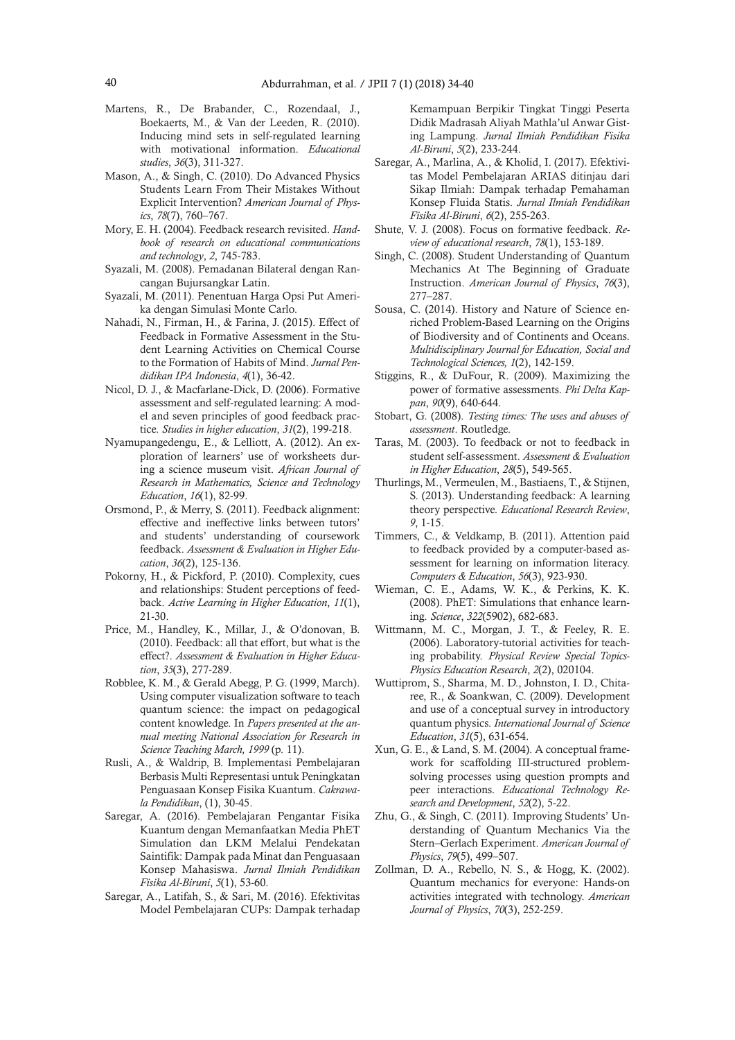Martens, R., De Brabander, C., Rozendaal, J., Boekaerts, M., & Van der Leeden, R. (2010). Inducing mind sets in self-regulated learning with motivational information. *Educational studies*, *36*(3), 311-327.

Mason, A., & Singh, C. (2010). Do Advanced Physics Students Learn From Their Mistakes Without Explicit Intervention? *American Journal of Physics*, *78*(7), 760–767.

Mory, E. H. (2004). Feedback research revisited. *Handbook of research on educational communications and technology*, *2*, 745-783.

Syazali, M. (2008). Pemadanan Bilateral dengan Rancangan Bujursangkar Latin.

Syazali, M. (2011). Penentuan Harga Opsi Put Amerika dengan Simulasi Monte Carlo.

Nahadi, N., Firman, H., & Farina, J. (2015). Effect of Feedback in Formative Assessment in the Student Learning Activities on Chemical Course to the Formation of Habits of Mind. *Jurnal Pendidikan IPA Indonesia*, *4*(1), 36-42.

Nicol, D. J., & Macfarlane-Dick, D. (2006). Formative assessment and self-regulated learning: A model and seven principles of good feedback practice. *Studies in higher education*, *31*(2), 199-218.

Nyamupangedengu, E., & Lelliott, A. (2012). An exploration of learners' use of worksheets during a science museum visit. *African Journal of Research in Mathematics, Science and Technology Education*, *16*(1), 82-99.

Orsmond, P., & Merry, S. (2011). Feedback alignment: effective and ineffective links between tutors' and students' understanding of coursework feedback. *Assessment & Evaluation in Higher Education*, *36*(2), 125-136.

Pokorny, H., & Pickford, P. (2010). Complexity, cues and relationships: Student perceptions of feedback. *Active Learning in Higher Education*, *11*(1), 21-30.

Price, M., Handley, K., Millar, J., & O'donovan, B. (2010). Feedback: all that effort, but what is the effect?. *Assessment & Evaluation in Higher Education*, *35*(3), 277-289.

Robblee, K. M., & Gerald Abegg, P. G. (1999, March). Using computer visualization software to teach quantum science: the impact on pedagogical content knowledge. In *Papers presented at the annual meeting National Association for Research in Science Teaching March, 1999* (p. 11).

Rusli, A., & Waldrip, B. Implementasi Pembelajaran Berbasis Multi Representasi untuk Peningkatan Penguasaan Konsep Fisika Kuantum. *Cakrawala Pendidikan*, (1), 30-45.

Saregar, A. (2016). Pembelajaran Pengantar Fisika Kuantum dengan Memanfaatkan Media PhET Simulation dan LKM Melalui Pendekatan Saintifik: Dampak pada Minat dan Penguasaan Konsep Mahasiswa. *Jurnal Ilmiah Pendidikan Fisika Al-Biruni*, *5*(1), 53-60.

Saregar, A., Latifah, S., & Sari, M. (2016). Efektivitas Model Pembelajaran CUPs: Dampak terhadap Kemampuan Berpikir Tingkat Tinggi Peserta Didik Madrasah Aliyah Mathla'ul Anwar Gisting Lampung. *Jurnal Ilmiah Pendidikan Fisika Al-Biruni*, *5*(2), 233-244.

Saregar, A., Marlina, A., & Kholid, I. (2017). Efektivitas Model Pembelajaran ARIAS ditinjau dari Sikap Ilmiah: Dampak terhadap Pemahaman Konsep Fluida Statis. *Jurnal Ilmiah Pendidikan Fisika Al-Biruni*, *6*(2), 255-263.

Shute, V. J. (2008). Focus on formative feedback. *Review of educational research*, *78*(1), 153-189.

Singh, C. (2008). Student Understanding of Quantum Mechanics At The Beginning of Graduate Instruction. *American Journal of Physics*, *76*(3), 277–287.

Sousa, C. (2014). History and Nature of Science enriched Problem-Based Learning on the Origins of Biodiversity and of Continents and Oceans. *Multidisciplinary Journal for Education, Social and Technological Sciences, 1*(2), 142-159.

Stiggins, R., & DuFour, R. (2009). Maximizing the power of formative assessments. *Phi Delta Kappan*, *90*(9), 640-644.

Stobart, G. (2008). *Testing times: The uses and abuses of assessment*. Routledge.

Taras, M. (2003). To feedback or not to feedback in student self-assessment. *Assessment & Evaluation in Higher Education*, *28*(5), 549-565.

Thurlings, M., Vermeulen, M., Bastiaens, T., & Stijnen, S. (2013). Understanding feedback: A learning theory perspective. *Educational Research Review*, *9*, 1-15.

Timmers, C., & Veldkamp, B. (2011). Attention paid to feedback provided by a computer-based assessment for learning on information literacy. *Computers & Education*, *56*(3), 923-930.

Wieman, C. E., Adams, W. K., & Perkins, K. K. (2008). PhET: Simulations that enhance learning. *Science*, *322*(5902), 682-683.

Wittmann, M. C., Morgan, J. T., & Feeley, R. E. (2006). Laboratory-tutorial activities for teaching probability. *Physical Review Special Topics-Physics Education Research*, *2*(2), 020104.

Wuttiprom, S., Sharma, M. D., Johnston, I. D., Chitaree, R., & Soankwan, C. (2009). Development and use of a conceptual survey in introductory quantum physics. *International Journal of Science Education*, *31*(5), 631-654.

Xun, G. E., & Land, S. M. (2004). A conceptual framework for scaffolding III-structured problem-solving processes using question prompts and peer interactions. *Educational Technology Research and Development*, *52*(2), 5-22.

Zhu, G., & Singh, C. (2011). Improving Students' Understanding of Quantum Mechanics Via the Stern–Gerlach Experiment. *American Journal of Physics*, *79*(5), 499–507.

Zollman, D. A., Rebello, N. S., & Hogg, K. (2002). Quantum mechanics for everyone: Hands-on activities integrated with technology. *American Journal of Physics*, *70*(3), 252-259.